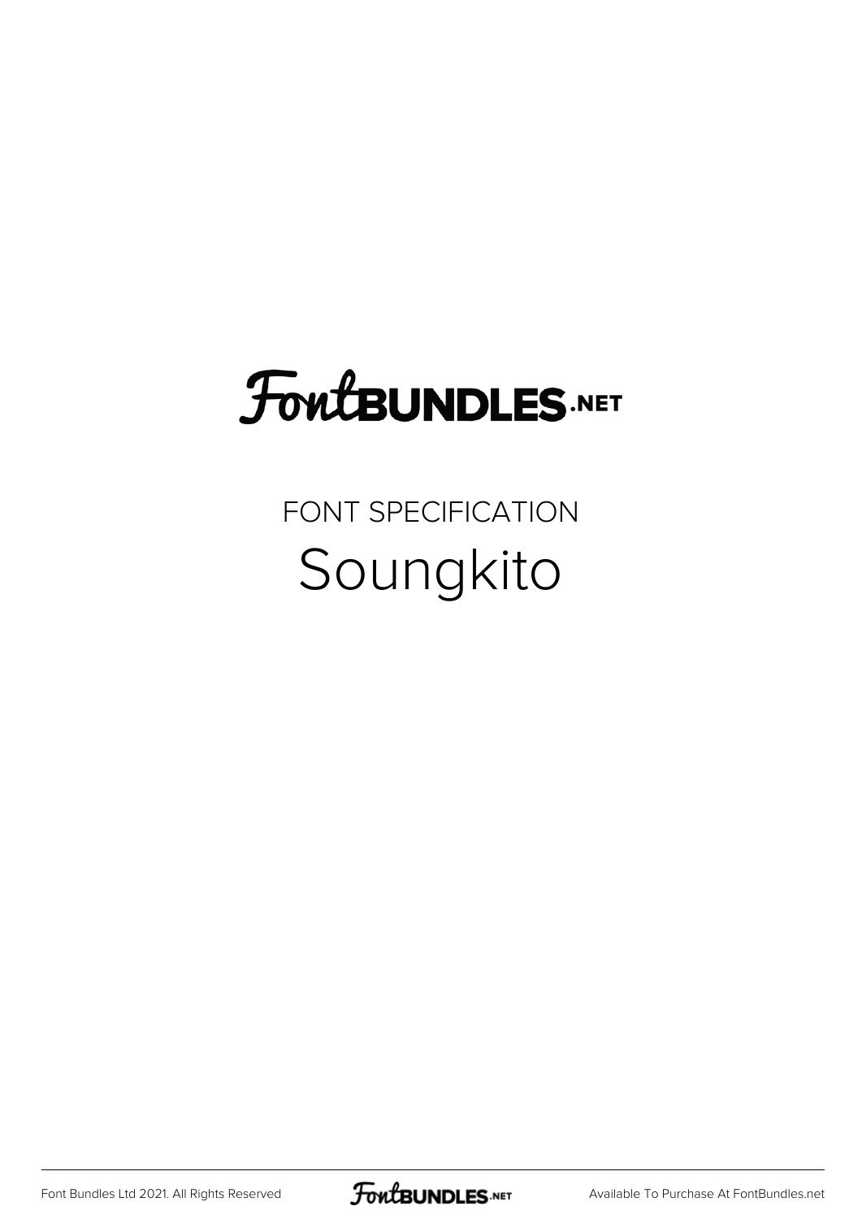# FontBUNDLES.NET

FONT SPECIFICATION

## Soungkito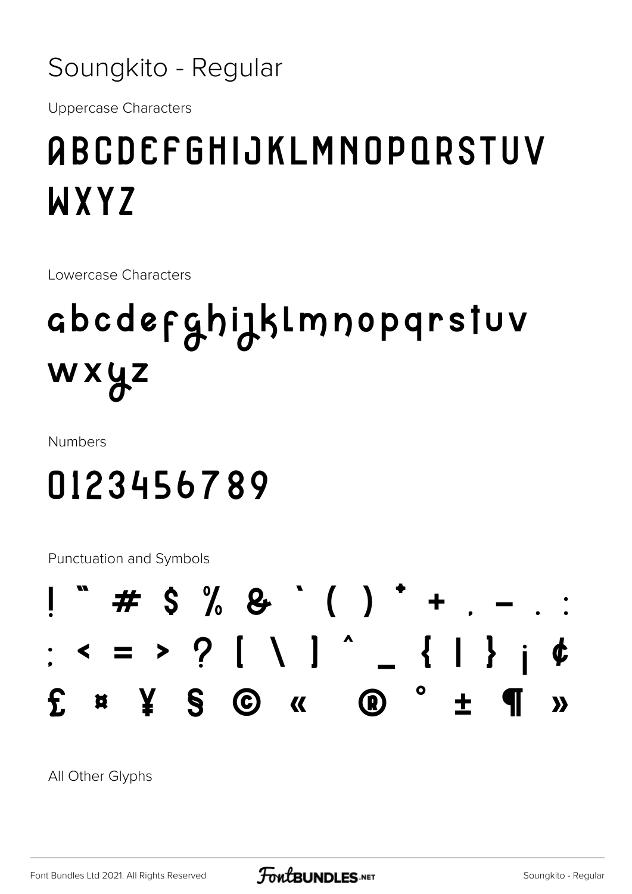# Soungkito - Regular

Uppercase Characters

ABCDEFGHIJKLMNOPQRSTUV WXYZ

Lowercase Characters

abcdefghijklmnopqrstuv wxyz

Numbers

0123456789

Punctuation and Symbols

! " # $ % & ' ( ) * + , - . / : ; < = > ? [ \ ] ^ _ { | } ¡ ¢ £ ¤ ¥ § © « ® ° ± ¶ »

All Other Glyphs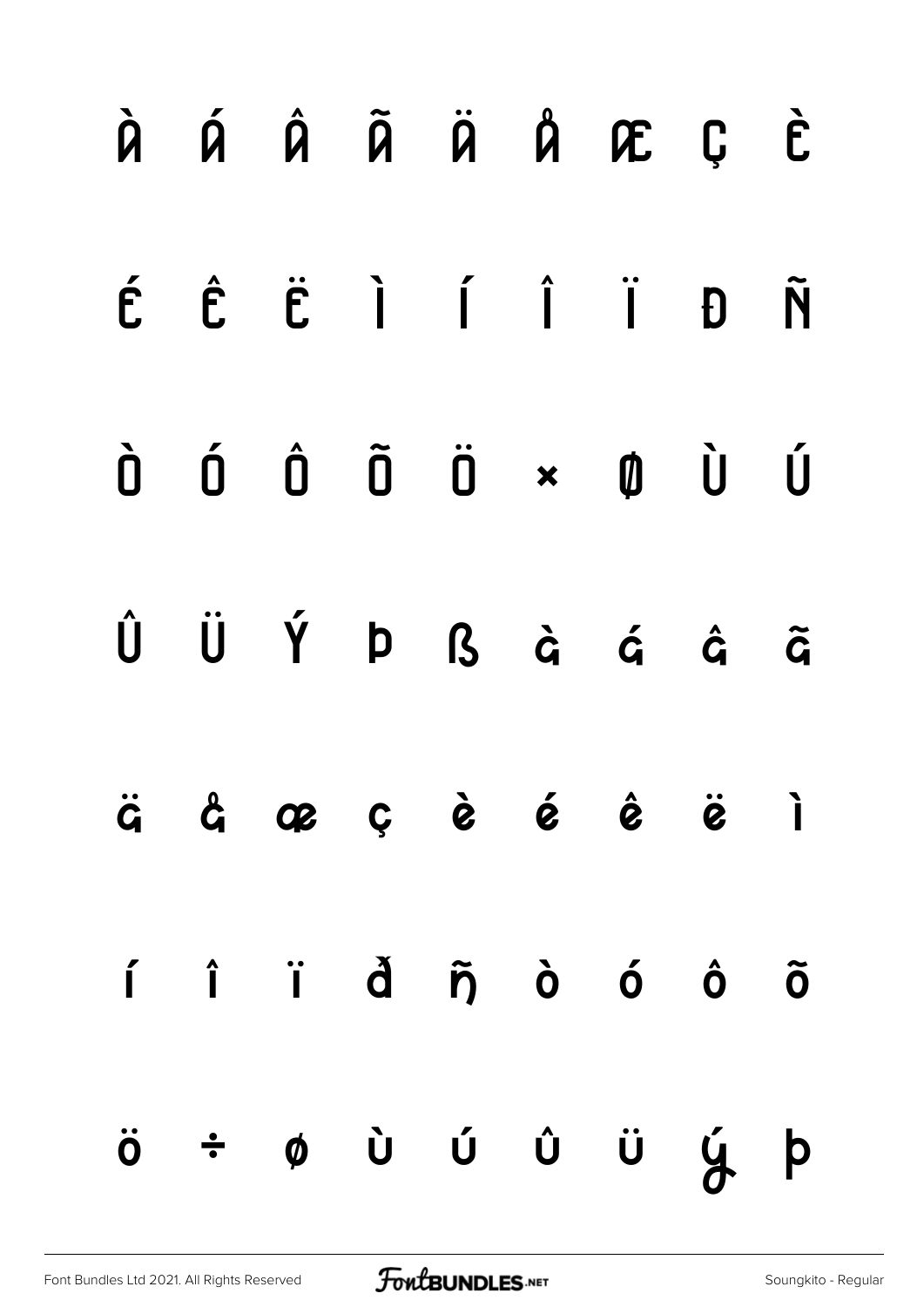À Á Â Ã Ä Å Æ Ç È

É Ê Ë Ì Í Î Ï Ð Ñ

Ò Ó Ô Õ Ö × Ø Ù Ú

Û Ü Ý Þ ß à á â ã

ä å æ ç è é ê ë ì

í î ï ð ñ ò ó ô õ

ö ÷ ø ù ú û ü ý þ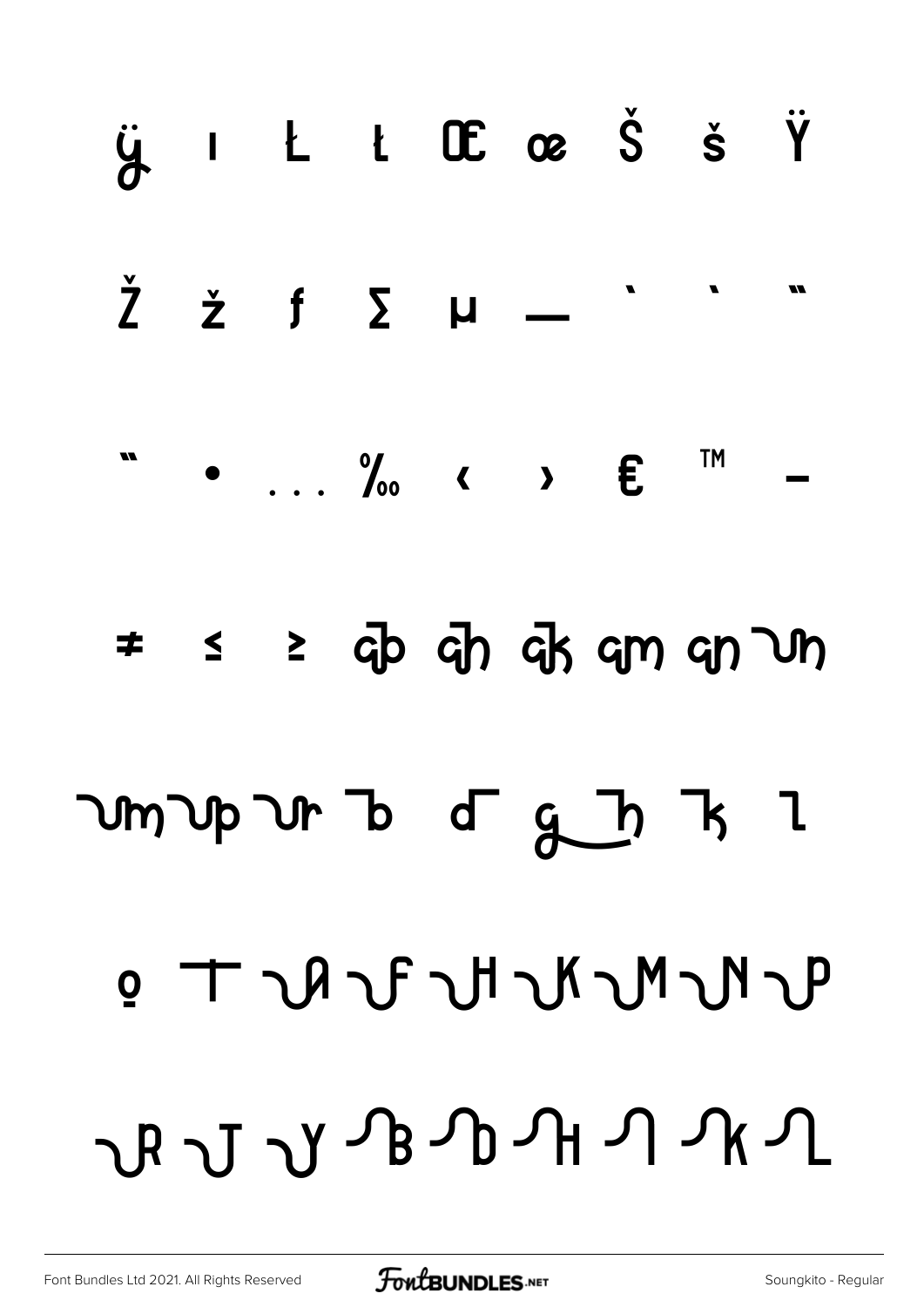ÿ ı Ł ł Œ œ Š š Ÿ

Ž ž ƒ ∑ µ — ` ` "

" • … ‰ ‹ › € ™ –

≠ ≤ ≥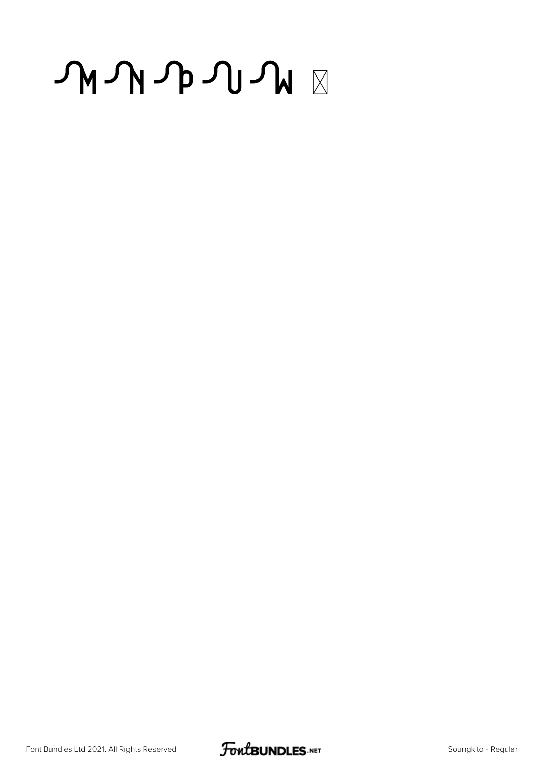ᔑM ᔑN ᔑP ᔑU ᔑW ⊠